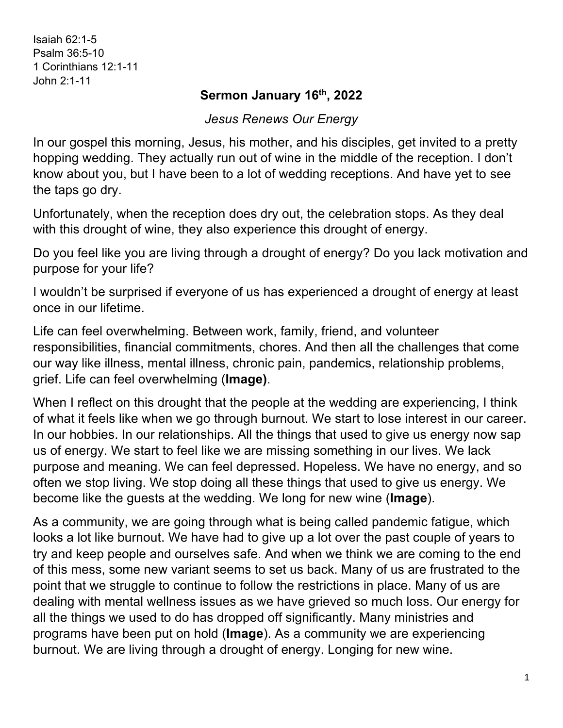Isaiah 62:1-5
Psalm 36:5-10
1 Corinthians 12:1-11
John 2:1-11

## Sermon January 16th, 2022

*Jesus Renews Our Energy*

In our gospel this morning, Jesus, his mother, and his disciples, get invited to a pretty hopping wedding. They actually run out of wine in the middle of the reception. I don't know about you, but I have been to a lot of wedding receptions. And have yet to see the taps go dry.

Unfortunately, when the reception does dry out, the celebration stops. As they deal with this drought of wine, they also experience this drought of energy.

Do you feel like you are living through a drought of energy? Do you lack motivation and purpose for your life?

I wouldn't be surprised if everyone of us has experienced a drought of energy at least once in our lifetime.

Life can feel overwhelming. Between work, family, friend, and volunteer responsibilities, financial commitments, chores. And then all the challenges that come our way like illness, mental illness, chronic pain, pandemics, relationship problems, grief. Life can feel overwhelming (**Image)**.

When I reflect on this drought that the people at the wedding are experiencing, I think of what it feels like when we go through burnout. We start to lose interest in our career. In our hobbies. In our relationships. All the things that used to give us energy now sap us of energy. We start to feel like we are missing something in our lives. We lack purpose and meaning. We can feel depressed. Hopeless. We have no energy, and so often we stop living. We stop doing all these things that used to give us energy. We become like the guests at the wedding. We long for new wine (**Image**).

As a community, we are going through what is being called pandemic fatigue, which looks a lot like burnout. We have had to give up a lot over the past couple of years to try and keep people and ourselves safe. And when we think we are coming to the end of this mess, some new variant seems to set us back. Many of us are frustrated to the point that we struggle to continue to follow the restrictions in place. Many of us are dealing with mental wellness issues as we have grieved so much loss. Our energy for all the things we used to do has dropped off significantly. Many ministries and programs have been put on hold (**Image**). As a community we are experiencing burnout. We are living through a drought of energy. Longing for new wine.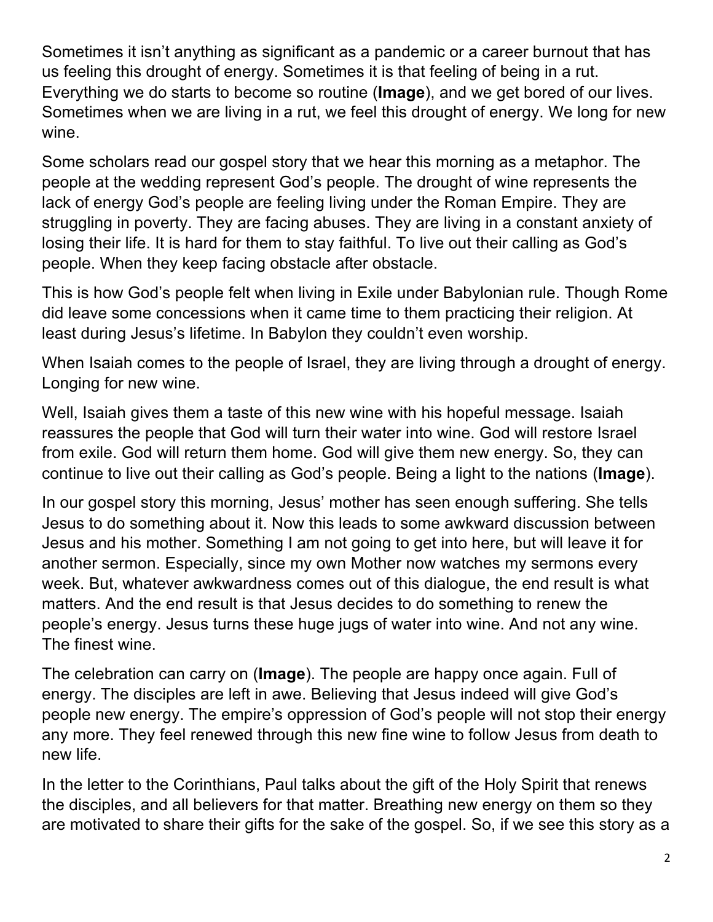Sometimes it isn't anything as significant as a pandemic or a career burnout that has us feeling this drought of energy. Sometimes it is that feeling of being in a rut. Everything we do starts to become so routine (**Image**), and we get bored of our lives. Sometimes when we are living in a rut, we feel this drought of energy. We long for new wine.

Some scholars read our gospel story that we hear this morning as a metaphor. The people at the wedding represent God's people. The drought of wine represents the lack of energy God's people are feeling living under the Roman Empire. They are struggling in poverty. They are facing abuses. They are living in a constant anxiety of losing their life. It is hard for them to stay faithful. To live out their calling as God's people. When they keep facing obstacle after obstacle.

This is how God's people felt when living in Exile under Babylonian rule. Though Rome did leave some concessions when it came time to them practicing their religion. At least during Jesus's lifetime. In Babylon they couldn't even worship.

When Isaiah comes to the people of Israel, they are living through a drought of energy. Longing for new wine.

Well, Isaiah gives them a taste of this new wine with his hopeful message. Isaiah reassures the people that God will turn their water into wine. God will restore Israel from exile. God will return them home. God will give them new energy. So, they can continue to live out their calling as God's people. Being a light to the nations (**Image**).

In our gospel story this morning, Jesus' mother has seen enough suffering. She tells Jesus to do something about it. Now this leads to some awkward discussion between Jesus and his mother. Something I am not going to get into here, but will leave it for another sermon. Especially, since my own Mother now watches my sermons every week. But, whatever awkwardness comes out of this dialogue, the end result is what matters. And the end result is that Jesus decides to do something to renew the people's energy. Jesus turns these huge jugs of water into wine. And not any wine. The finest wine.

The celebration can carry on (**Image**). The people are happy once again. Full of energy. The disciples are left in awe. Believing that Jesus indeed will give God's people new energy. The empire's oppression of God's people will not stop their energy any more. They feel renewed through this new fine wine to follow Jesus from death to new life.

In the letter to the Corinthians, Paul talks about the gift of the Holy Spirit that renews the disciples, and all believers for that matter. Breathing new energy on them so they are motivated to share their gifts for the sake of the gospel. So, if we see this story as a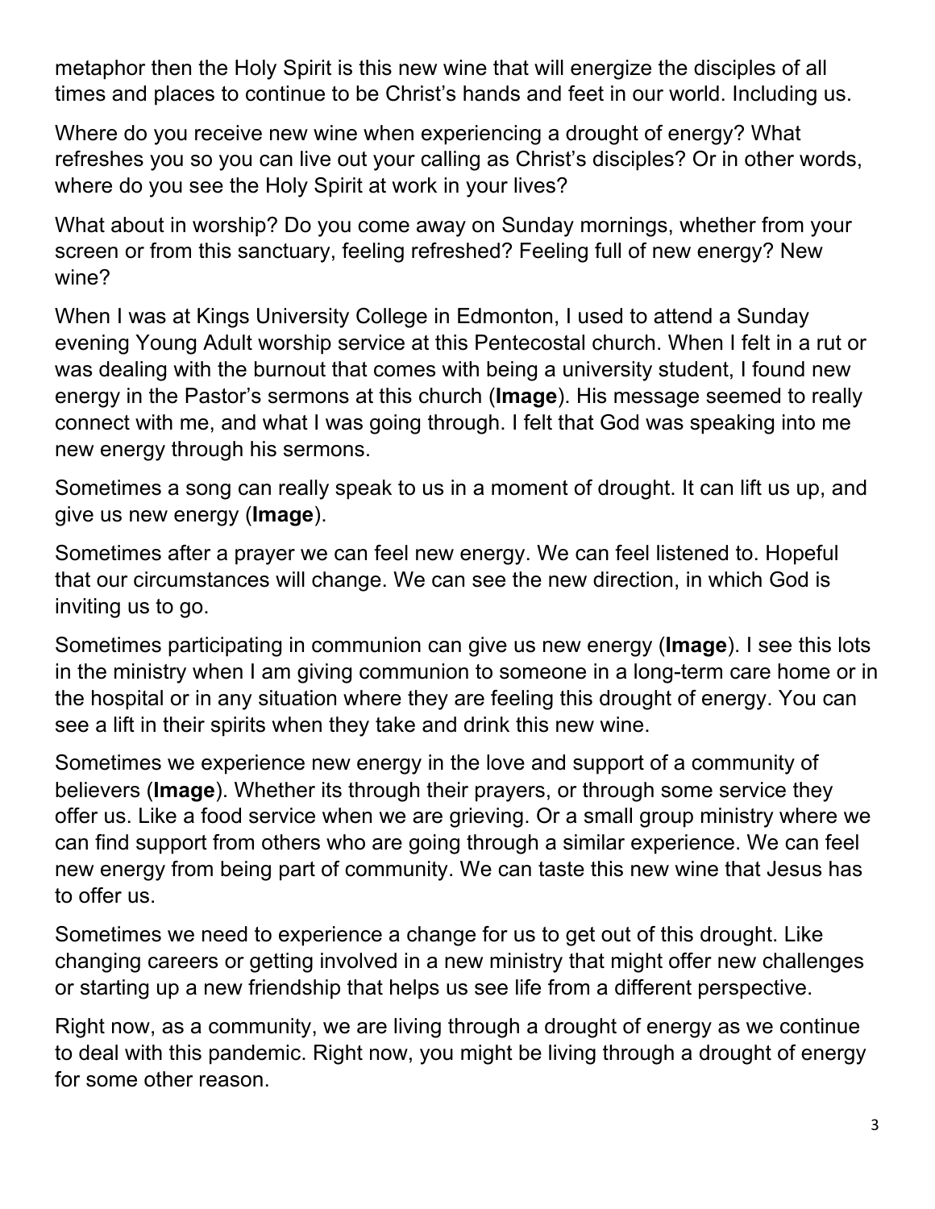metaphor then the Holy Spirit is this new wine that will energize the disciples of all times and places to continue to be Christ's hands and feet in our world. Including us.

Where do you receive new wine when experiencing a drought of energy? What refreshes you so you can live out your calling as Christ's disciples? Or in other words, where do you see the Holy Spirit at work in your lives?

What about in worship? Do you come away on Sunday mornings, whether from your screen or from this sanctuary, feeling refreshed? Feeling full of new energy? New wine?

When I was at Kings University College in Edmonton, I used to attend a Sunday evening Young Adult worship service at this Pentecostal church. When I felt in a rut or was dealing with the burnout that comes with being a university student, I found new energy in the Pastor's sermons at this church (**Image**). His message seemed to really connect with me, and what I was going through. I felt that God was speaking into me new energy through his sermons.

Sometimes a song can really speak to us in a moment of drought. It can lift us up, and give us new energy (**Image**).

Sometimes after a prayer we can feel new energy. We can feel listened to. Hopeful that our circumstances will change. We can see the new direction, in which God is inviting us to go.

Sometimes participating in communion can give us new energy (**Image**). I see this lots in the ministry when I am giving communion to someone in a long-term care home or in the hospital or in any situation where they are feeling this drought of energy. You can see a lift in their spirits when they take and drink this new wine.

Sometimes we experience new energy in the love and support of a community of believers (**Image**). Whether its through their prayers, or through some service they offer us. Like a food service when we are grieving. Or a small group ministry where we can find support from others who are going through a similar experience. We can feel new energy from being part of community. We can taste this new wine that Jesus has to offer us.

Sometimes we need to experience a change for us to get out of this drought. Like changing careers or getting involved in a new ministry that might offer new challenges or starting up a new friendship that helps us see life from a different perspective.

Right now, as a community, we are living through a drought of energy as we continue to deal with this pandemic. Right now, you might be living through a drought of energy for some other reason.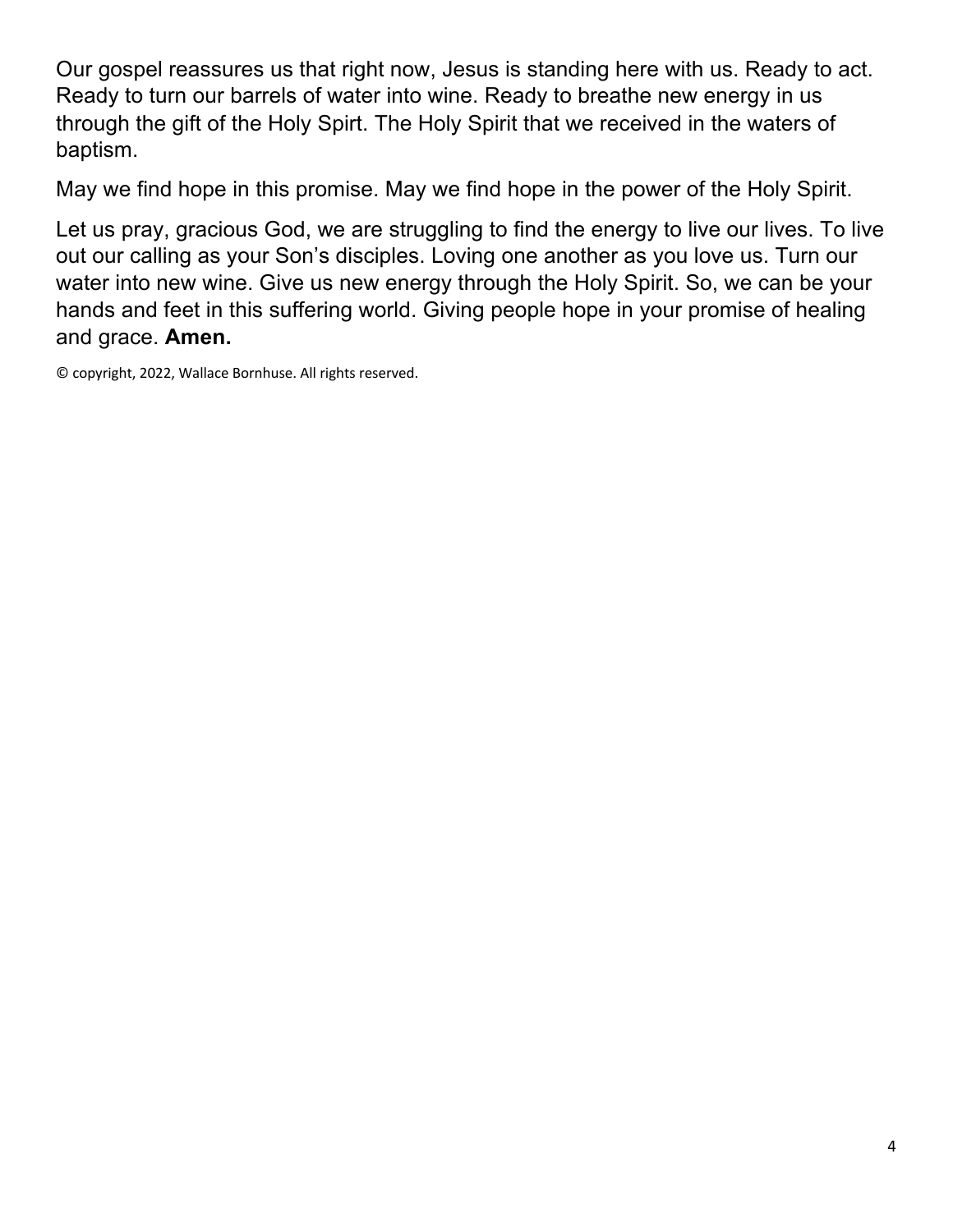Our gospel reassures us that right now, Jesus is standing here with us. Ready to act. Ready to turn our barrels of water into wine. Ready to breathe new energy in us through the gift of the Holy Spirt. The Holy Spirit that we received in the waters of baptism.

May we find hope in this promise. May we find hope in the power of the Holy Spirit.

Let us pray, gracious God, we are struggling to find the energy to live our lives. To live out our calling as your Son's disciples. Loving one another as you love us. Turn our water into new wine. Give us new energy through the Holy Spirit. So, we can be your hands and feet in this suffering world. Giving people hope in your promise of healing and grace. **Amen.**

© copyright, 2022, Wallace Bornhuse. All rights reserved.